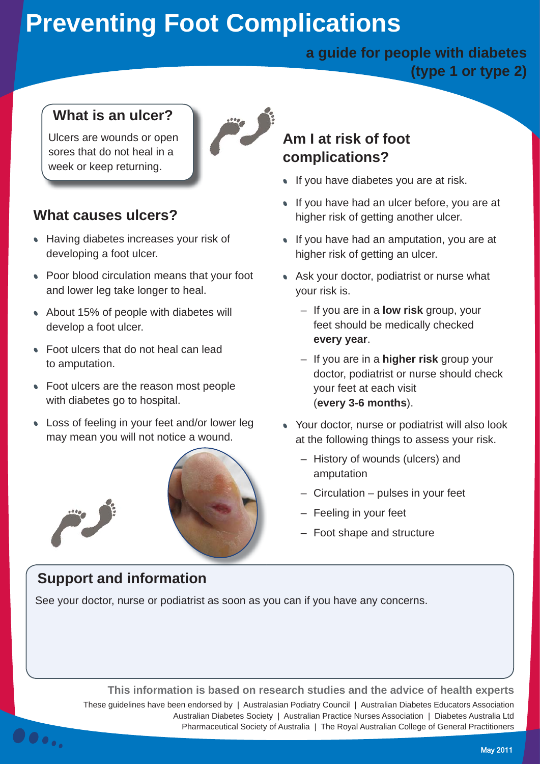# Preventing Foot Complications

**a guide for people with diabetes (type 1 or type 2)**

## What is an ulcer?

Ulcers are wounds or open sores that do not heal in a week or keep returning.

## What causes ulcers?

- Having diabetes increases your risk of developing a foot ulcer.
- Poor blood circulation means that your foot and lower leg take longer to heal.
- About 15% of people with diabetes will develop a foot ulcer.
- Foot ulcers that do not heal can lead to amputation.
- Foot ulcers are the reason most people with diabetes go to hospital.
- Loss of feeling in your feet and/or lower leg may mean you will not notice a wound.

## Am I at risk of foot complications?

- If you have diabetes you are at risk.
- If you have had an ulcer before, you are at higher risk of getting another ulcer.
- If you have had an amputation, you are at higher risk of getting an ulcer.
- Ask your doctor, podiatrist or nurse what your risk is.
  - If you are in a **low risk** group, your feet should be medically checked **every year**.
  - If you are in a **higher risk** group your doctor, podiatrist or nurse should check your feet at each visit (**every 3-6 months**).
- Your doctor, nurse or podiatrist will also look at the following things to assess your risk.
  - History of wounds (ulcers) and amputation
  - Circulation – pulses in your feet
  - Feeling in your feet
  - Foot shape and structure

## Support and information

See your doctor, nurse or podiatrist as soon as you can if you have any concerns.

**This information is based on research studies and the advice of health experts**

These guidelines have been endorsed by | Australasian Podiatry Council | Australian Diabetes Educators Association Australian Diabetes Society | Australian Practice Nurses Association | Diabetes Australia Ltd Pharmaceutical Society of Australia | The Royal Australian College of General Practitioners

May 2011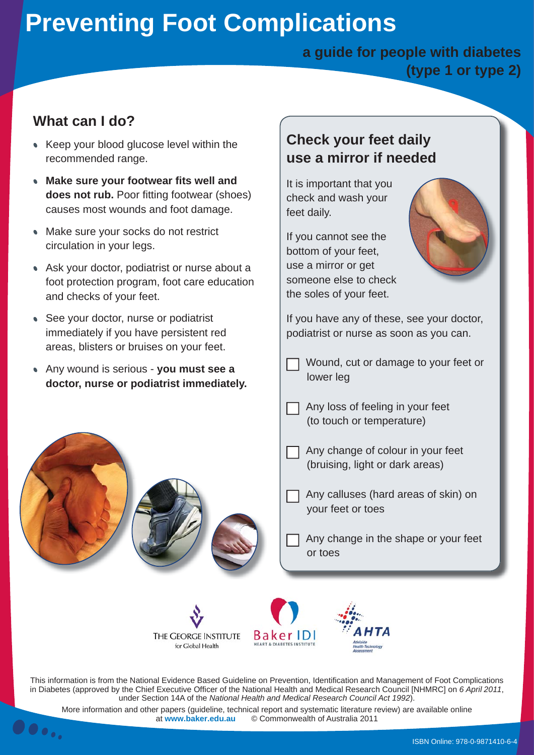# Preventing Foot Complications

**a guide for people with diabetes (type 1 or type 2)**

## What can I do?

- Keep your blood glucose level within the recommended range.
- **Make sure your footwear fits well and does not rub.** Poor fitting footwear (shoes) causes most wounds and foot damage.
- Make sure your socks do not restrict circulation in your legs.
- Ask your doctor, podiatrist or nurse about a foot protection program, foot care education and checks of your feet.
- See your doctor, nurse or podiatrist immediately if you have persistent red areas, blisters or bruises on your feet.
- Any wound is serious - **you must see a doctor, nurse or podiatrist immediately.**

## Check your feet daily use a mirror if needed

It is important that you check and wash your feet daily.

If you cannot see the bottom of your feet, use a mirror or get someone else to check the soles of your feet.

If you have any of these, see your doctor, podiatrist or nurse as soon as you can.

- [ ] Wound, cut or damage to your feet or lower leg
- [ ] Any loss of feeling in your feet (to touch or temperature)
- [ ] Any change of colour in your feet (bruising, light or dark areas)
- [ ] Any calluses (hard areas of skin) on your feet or toes
- [ ] Any change in the shape or your feet or toes

THE GEORGE INSTITUTE for Global Health

Baker IDI HEART & DIABETES INSTITUTE

AHTA Adelaide Health Technology Assessment

This information is from the National Evidence Based Guideline on Prevention, Identification and Management of Foot Complications in Diabetes (approved by the Chief Executive Officer of the National Health and Medical Research Council [NHMRC] on *6 April 2011*, under Section 14A of the *National Health and Medical Research Council Act 1992*).

More information and other papers (guideline, technical report and systematic literature review) are available online at **www.baker.edu.au** © Commonwealth of Australia 2011

ISBN Online: 978-0-9871410-6-4